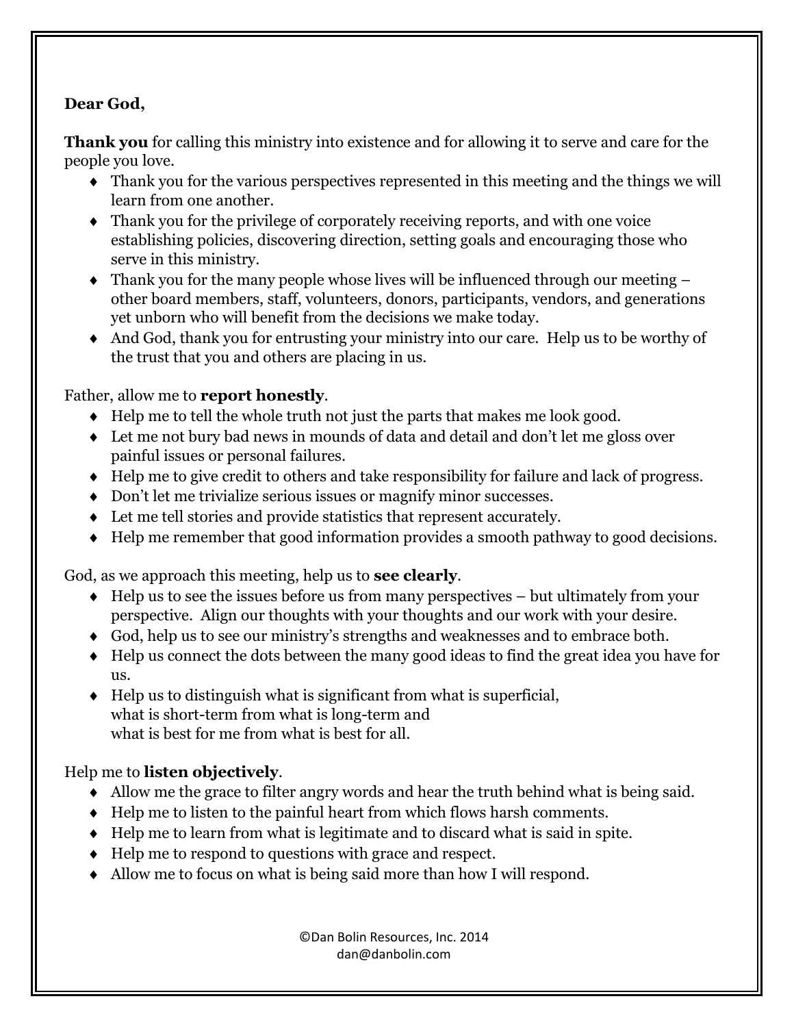**Dear God,**

**Thank you** for calling this ministry into existence and for allowing it to serve and care for the people you love.

- Thank you for the various perspectives represented in this meeting and the things we will learn from one another.
- Thank you for the privilege of corporately receiving reports, and with one voice establishing policies, discovering direction, setting goals and encouraging those who serve in this ministry.
- Thank you for the many people whose lives will be influenced through our meeting – other board members, staff, volunteers, donors, participants, vendors, and generations yet unborn who will benefit from the decisions we make today.
- And God, thank you for entrusting your ministry into our care. Help us to be worthy of the trust that you and others are placing in us.

Father, allow me to **report honestly**.

- Help me to tell the whole truth not just the parts that makes me look good.
- Let me not bury bad news in mounds of data and detail and don't let me gloss over painful issues or personal failures.
- Help me to give credit to others and take responsibility for failure and lack of progress.
- Don't let me trivialize serious issues or magnify minor successes.
- Let me tell stories and provide statistics that represent accurately.
- Help me remember that good information provides a smooth pathway to good decisions.

God, as we approach this meeting, help us to **see clearly**.

- Help us to see the issues before us from many perspectives – but ultimately from your perspective. Align our thoughts with your thoughts and our work with your desire.
- God, help us to see our ministry's strengths and weaknesses and to embrace both.
- Help us connect the dots between the many good ideas to find the great idea you have for us.
- Help us to distinguish what is significant from what is superficial,
  what is short-term from what is long-term and
  what is best for me from what is best for all.

Help me to **listen objectively**.

- Allow me the grace to filter angry words and hear the truth behind what is being said.
- Help me to listen to the painful heart from which flows harsh comments.
- Help me to learn from what is legitimate and to discard what is said in spite.
- Help me to respond to questions with grace and respect.
- Allow me to focus on what is being said more than how I will respond.

©Dan Bolin Resources, Inc. 2014
dan@danbolin.com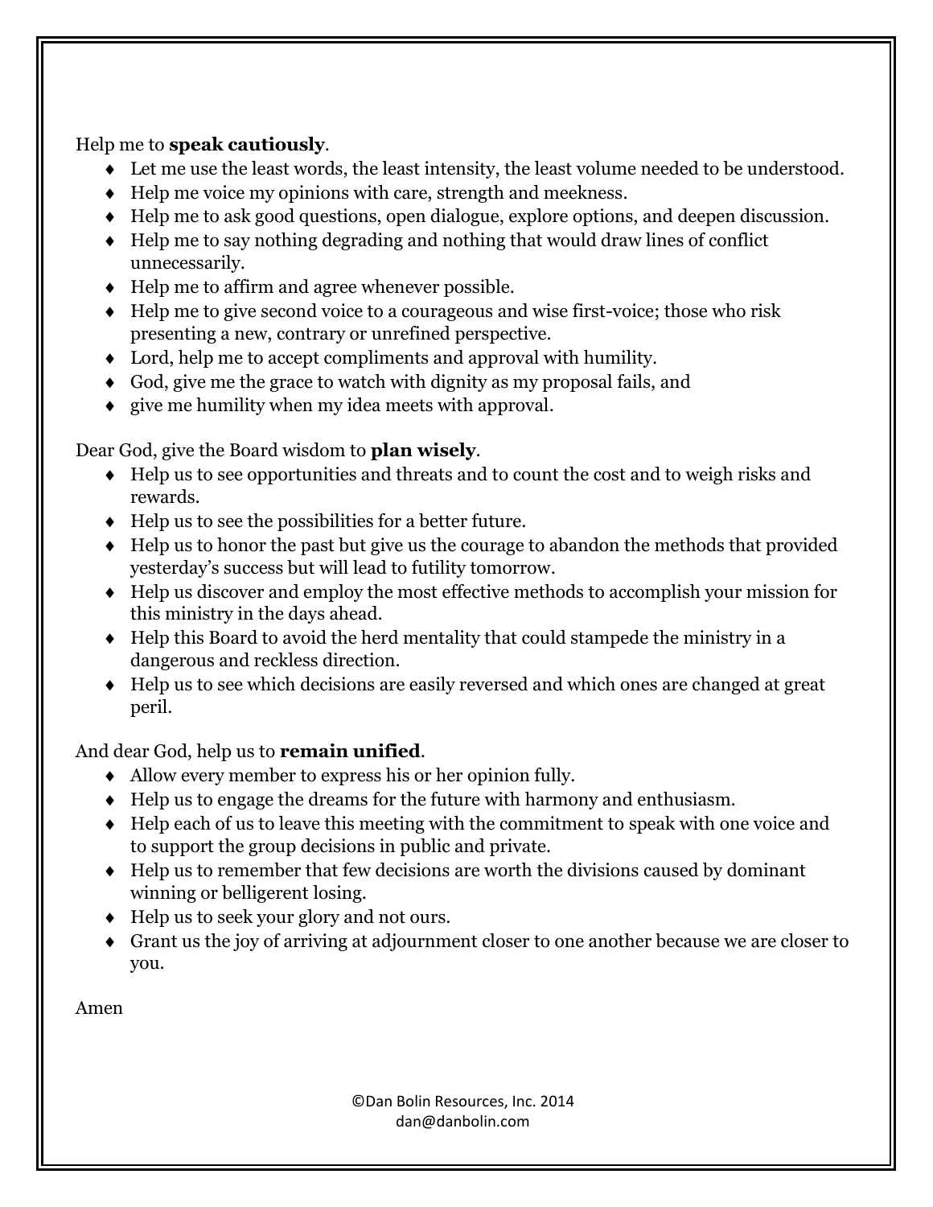Help me to **speak cautiously**.

- Let me use the least words, the least intensity, the least volume needed to be understood.
- Help me voice my opinions with care, strength and meekness.
- Help me to ask good questions, open dialogue, explore options, and deepen discussion.
- Help me to say nothing degrading and nothing that would draw lines of conflict unnecessarily.
- Help me to affirm and agree whenever possible.
- Help me to give second voice to a courageous and wise first-voice; those who risk presenting a new, contrary or unrefined perspective.
- Lord, help me to accept compliments and approval with humility.
- God, give me the grace to watch with dignity as my proposal fails, and
- give me humility when my idea meets with approval.

Dear God, give the Board wisdom to **plan wisely**.

- Help us to see opportunities and threats and to count the cost and to weigh risks and rewards.
- Help us to see the possibilities for a better future.
- Help us to honor the past but give us the courage to abandon the methods that provided yesterday's success but will lead to futility tomorrow.
- Help us discover and employ the most effective methods to accomplish your mission for this ministry in the days ahead.
- Help this Board to avoid the herd mentality that could stampede the ministry in a dangerous and reckless direction.
- Help us to see which decisions are easily reversed and which ones are changed at great peril.

And dear God, help us to **remain unified**.

- Allow every member to express his or her opinion fully.
- Help us to engage the dreams for the future with harmony and enthusiasm.
- Help each of us to leave this meeting with the commitment to speak with one voice and to support the group decisions in public and private.
- Help us to remember that few decisions are worth the divisions caused by dominant winning or belligerent losing.
- Help us to seek your glory and not ours.
- Grant us the joy of arriving at adjournment closer to one another because we are closer to you.

Amen

©Dan Bolin Resources, Inc. 2014
dan@danbolin.com